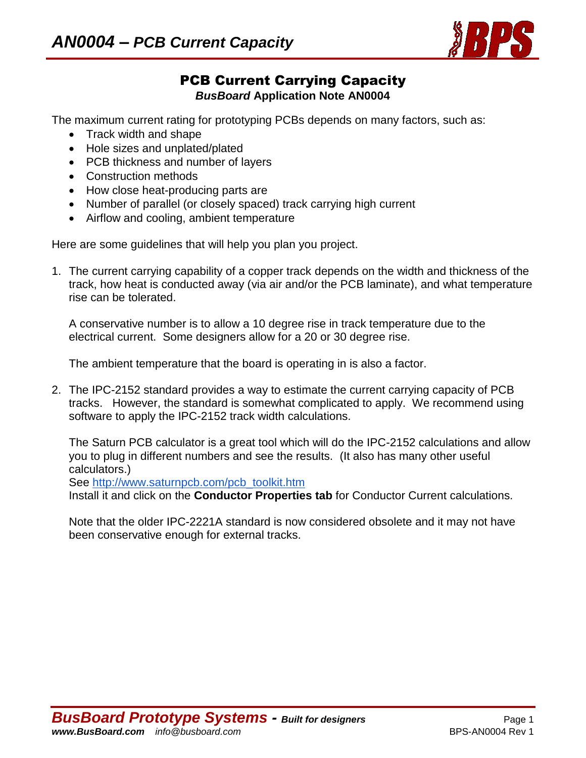# PCB Current Carrying Capacity

***BusBoard* Application Note AN0004**

The maximum current rating for prototyping PCBs depends on many factors, such as:

- Track width and shape
- Hole sizes and unplated/plated
- PCB thickness and number of layers
- Construction methods
- How close heat-producing parts are
- Number of parallel (or closely spaced) track carrying high current
- Airflow and cooling, ambient temperature

Here are some guidelines that will help you plan you project.

1. The current carrying capability of a copper track depends on the width and thickness of the track, how heat is conducted away (via air and/or the PCB laminate), and what temperature rise can be tolerated.

   A conservative number is to allow a 10 degree rise in track temperature due to the electrical current. Some designers allow for a 20 or 30 degree rise.

   The ambient temperature that the board is operating in is also a factor.

2. The IPC-2152 standard provides a way to estimate the current carrying capacity of PCB tracks. However, the standard is somewhat complicated to apply. We recommend using software to apply the IPC-2152 track width calculations.

   The Saturn PCB calculator is a great tool which will do the IPC-2152 calculations and allow you to plug in different numbers and see the results. (It also has many other useful calculators.)
   See [http://www.saturnpcb.com/pcb_toolkit.htm](http://www.saturnpcb.com/pcb_toolkit.htm)
   Install it and click on the **Conductor Properties tab** for Conductor Current calculations.

   Note that the older IPC-2221A standard is now considered obsolete and it may not have been conservative enough for external tracks.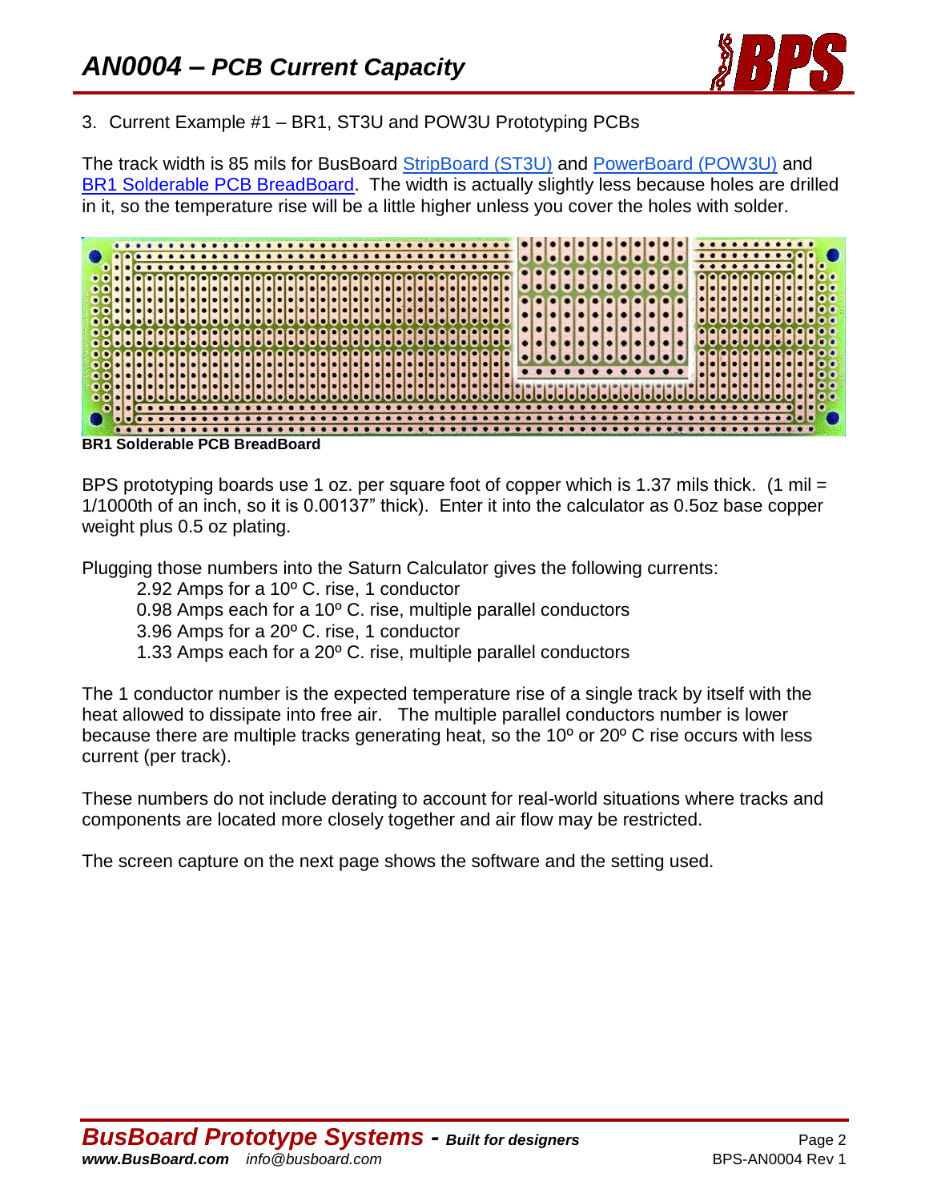3. Current Example #1 – BR1, ST3U and POW3U Prototyping PCBs

The track width is 85 mils for BusBoard StripBoard (ST3U) and PowerBoard (POW3U) and BR1 Solderable PCB BreadBoard. The width is actually slightly less because holes are drilled in it, so the temperature rise will be a little higher unless you cover the holes with solder.

**BR1 Solderable PCB BreadBoard**

BPS prototyping boards use 1 oz. per square foot of copper which is 1.37 mils thick. (1 mil = 1/1000th of an inch, so it is 0.00137" thick). Enter it into the calculator as 0.5oz base copper weight plus 0.5 oz plating.

Plugging those numbers into the Saturn Calculator gives the following currents:

- 2.92 Amps for a 10º C. rise, 1 conductor
- 0.98 Amps each for a 10º C. rise, multiple parallel conductors
- 3.96 Amps for a 20º C. rise, 1 conductor
- 1.33 Amps each for a 20º C. rise, multiple parallel conductors

The 1 conductor number is the expected temperature rise of a single track by itself with the heat allowed to dissipate into free air. The multiple parallel conductors number is lower because there are multiple tracks generating heat, so the 10º or 20º C rise occurs with less current (per track).

These numbers do not include derating to account for real-world situations where tracks and components are located more closely together and air flow may be restricted.

The screen capture on the next page shows the software and the setting used.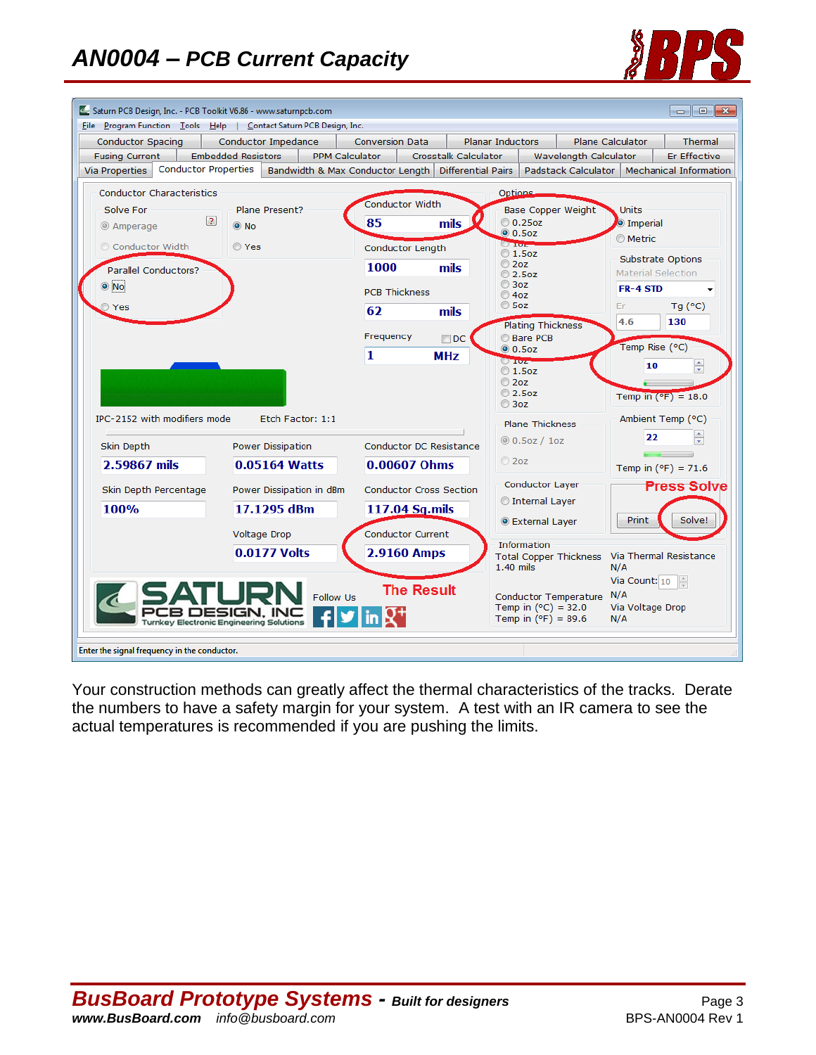Your construction methods can greatly affect the thermal characteristics of the tracks. Derate the numbers to have a safety margin for your system. A test with an IR camera to see the actual temperatures is recommended if you are pushing the limits.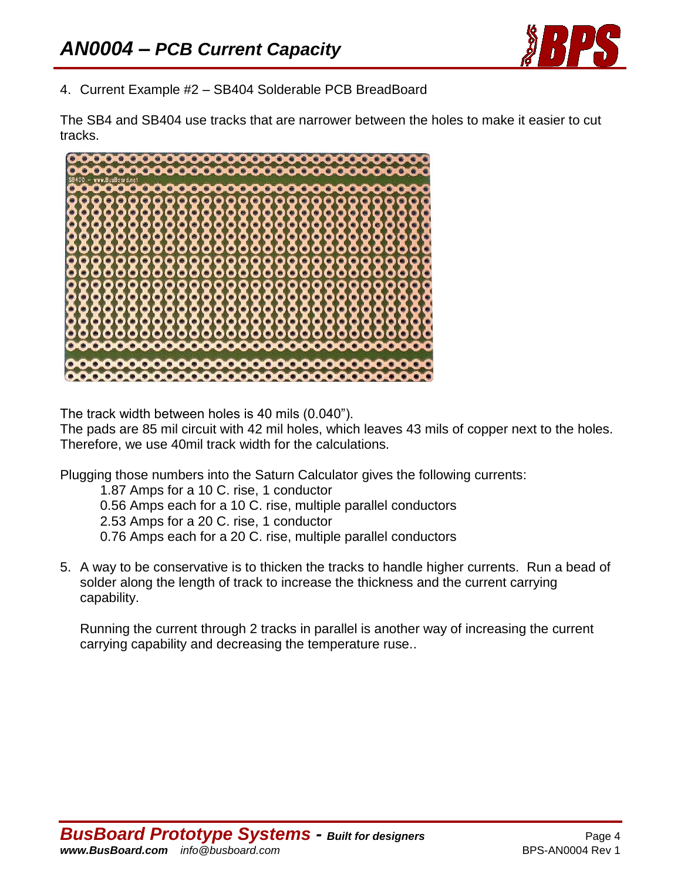4. Current Example #2 – SB404 Solderable PCB BreadBoard

The SB4 and SB404 use tracks that are narrower between the holes to make it easier to cut tracks.

The track width between holes is 40 mils (0.040").
The pads are 85 mil circuit with 42 mil holes, which leaves 43 mils of copper next to the holes. Therefore, we use 40mil track width for the calculations.

Plugging those numbers into the Saturn Calculator gives the following currents:

- 1.87 Amps for a 10 C. rise, 1 conductor
- 0.56 Amps each for a 10 C. rise, multiple parallel conductors
- 2.53 Amps for a 20 C. rise, 1 conductor
- 0.76 Amps each for a 20 C. rise, multiple parallel conductors

5. A way to be conservative is to thicken the tracks to handle higher currents. Run a bead of solder along the length of track to increase the thickness and the current carrying capability.

   Running the current through 2 tracks in parallel is another way of increasing the current carrying capability and decreasing the temperature ruse..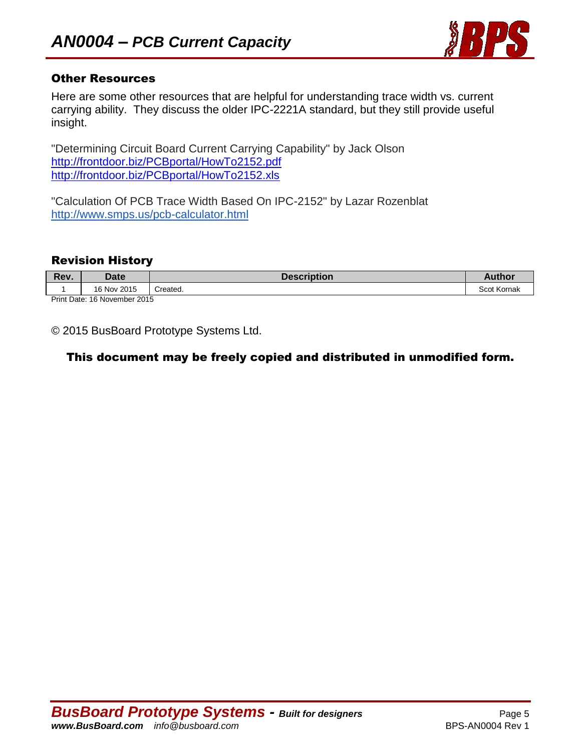## Other Resources

Here are some other resources that are helpful for understanding trace width vs. current carrying ability. They discuss the older IPC-2221A standard, but they still provide useful insight.

"Determining Circuit Board Current Carrying Capability" by Jack Olson
http://frontdoor.biz/PCBportal/HowTo2152.pdf
http://frontdoor.biz/PCBportal/HowTo2152.xls

"Calculation Of PCB Trace Width Based On IPC-2152" by Lazar Rozenblat
http://www.smps.us/pcb-calculator.html

## Revision History

| Rev. | Date | Description | Author |
|---|---|---|---|
| 1 | 16 Nov 2015 | Created. | Scot Kornak |

Print Date: 16 November 2015

© 2015 BusBoard Prototype Systems Ltd.

**This document may be freely copied and distributed in unmodified form.**